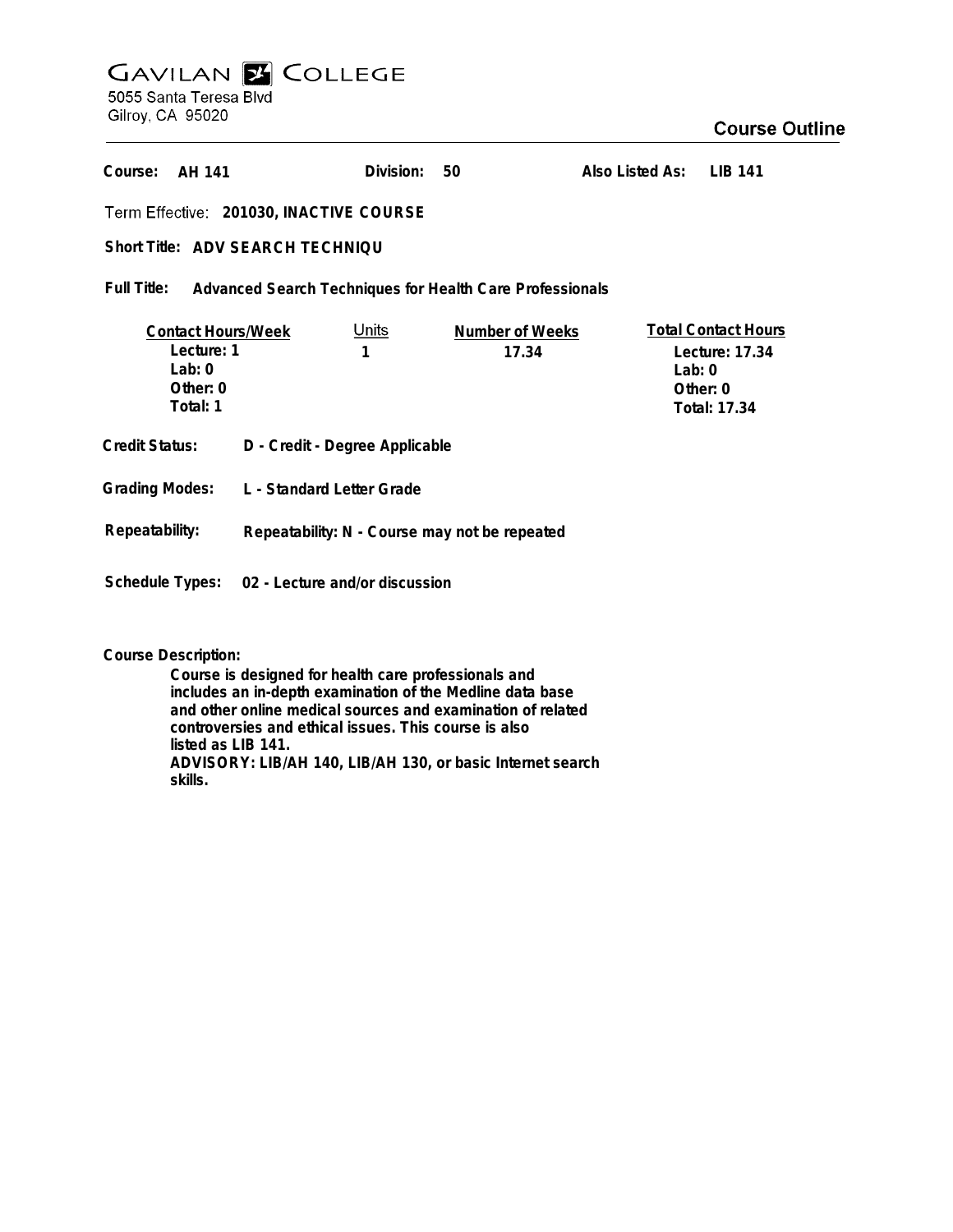# GAVILAN COLLEGE

5055 Santa Teresa Blvd
Gilroy, CA 95020

## Course Outline

**Course:** AH 141 **Division:** 50 **Also Listed As:** LIB 141

**Term Effective:** 201030, INACTIVE COURSE

**Short Title:** ADV SEARCH TECHNIQU

**Full Title:** Advanced Search Techniques for Health Care Professionals

| Contact Hours/Week | Units | Number of Weeks | Total Contact Hours |
|---|---|---|---|
| Lecture: 1 | 1 | 17.34 | Lecture: 17.34 |
| Lab: 0 | | | Lab: 0 |
| Other: 0 | | | Other: 0 |
| Total: 1 | | | Total: 17.34 |

**Credit Status:** D - Credit - Degree Applicable

**Grading Modes:** L - Standard Letter Grade

**Repeatability:** Repeatability: N - Course may not be repeated

**Schedule Types:** 02 - Lecture and/or discussion

**Course Description:**

Course is designed for health care professionals and includes an in-depth examination of the Medline data base and other online medical sources and examination of related controversies and ethical issues. This course is also listed as LIB 141.
ADVISORY: LIB/AH 140, LIB/AH 130, or basic Internet search skills.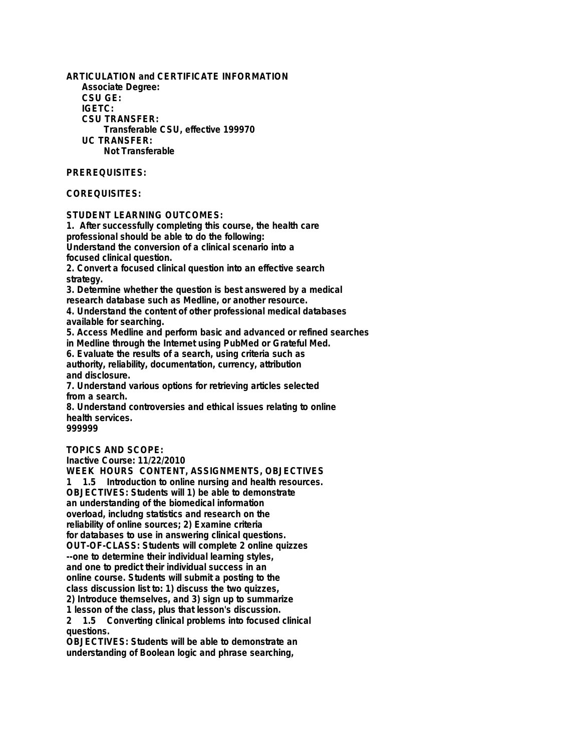**ARTICULATION and CERTIFICATE INFORMATION**

**Associate Degree:**

**CSU GE:**

**IGETC:**

**CSU TRANSFER:**

Transferable CSU, effective 199970

**UC TRANSFER:**

Not Transferable

**PREREQUISITES:**

**COREQUISITES:**

**STUDENT LEARNING OUTCOMES:**

1. After successfully completing this course, the health care professional should be able to do the following:
Understand the conversion of a clinical scenario into a focused clinical question.
2. Convert a focused clinical question into an effective search strategy.
3. Determine whether the question is best answered by a medical research database such as Medline, or another resource.
4. Understand the content of other professional medical databases available for searching.
5. Access Medline and perform basic and advanced or refined searches in Medline through the Internet using PubMed or Grateful Med.
6. Evaluate the results of a search, using criteria such as authority, reliability, documentation, currency, attribution and disclosure.
7. Understand various options for retrieving articles selected from a search.
8. Understand controversies and ethical issues relating to online health services.

999999

**TOPICS AND SCOPE:**

Inactive Course: 11/22/2010

**WEEK HOURS CONTENT, ASSIGNMENTS, OBJECTIVES**

1 1.5 Introduction to online nursing and health resources.
OBJECTIVES: Students will 1) be able to demonstrate an understanding of the biomedical information overload, includng statistics and research on the reliability of online sources; 2) Examine criteria for databases to use in answering clinical questions.
OUT-OF-CLASS: Students will complete 2 online quizzes --one to determine their individual learning styles, and one to predict their individual success in an online course. Students will submit a posting to the class discussion list to: 1) discuss the two quizzes, 2) Introduce themselves, and 3) sign up to summarize 1 lesson of the class, plus that lesson's discussion.

2 1.5 Converting clinical problems into focused clinical questions.
OBJECTIVES: Students will be able to demonstrate an understanding of Boolean logic and phrase searching,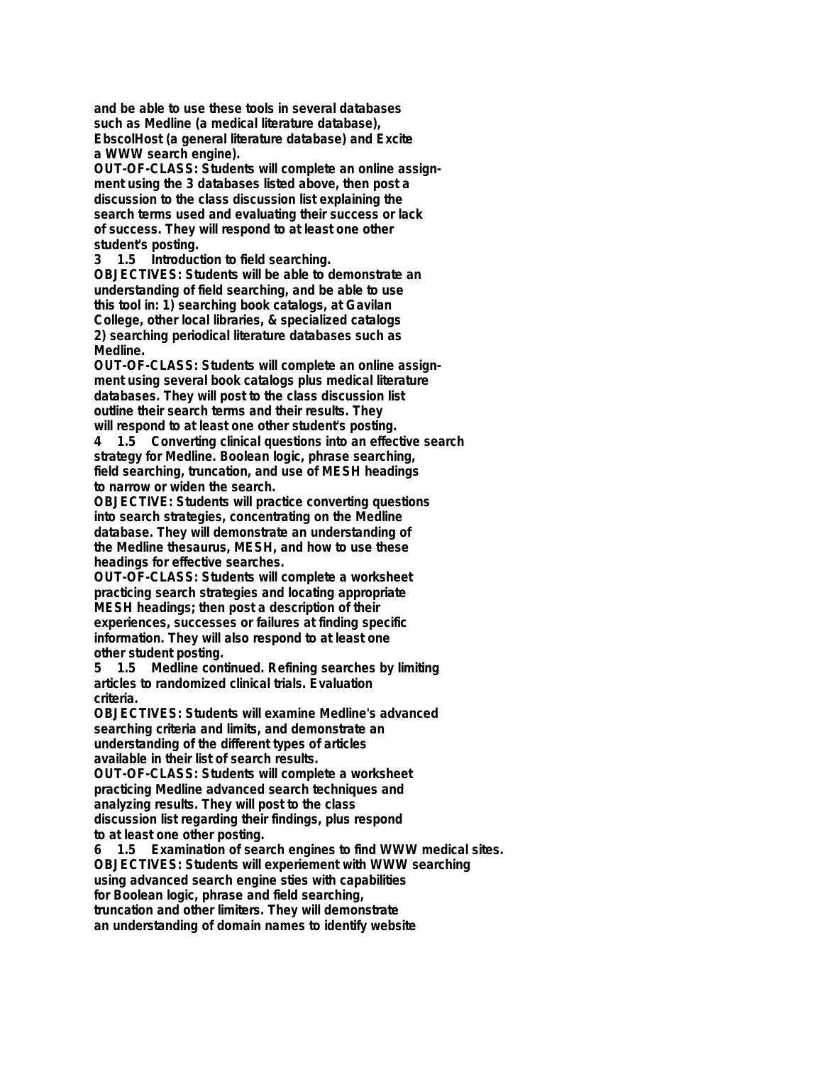and be able to use these tools in several databases such as Medline (a medical literature database), EbscoIHost (a general literature database) and Excite a WWW search engine).

OUT-OF-CLASS: Students will complete an online assignment using the 3 databases listed above, then post a discussion to the class discussion list explaining the search terms used and evaluating their success or lack of success. They will respond to at least one other student's posting.

3 1.5 Introduction to field searching.

OBJECTIVES: Students will be able to demonstrate an understanding of field searching, and be able to use this tool in: 1) searching book catalogs, at Gavilan College, other local libraries, & specialized catalogs 2) searching periodical literature databases such as Medline.

OUT-OF-CLASS: Students will complete an online assignment using several book catalogs plus medical literature databases. They will post to the class discussion list outline their search terms and their results. They will respond to at least one other student's posting.

4 1.5 Converting clinical questions into an effective search strategy for Medline. Boolean logic, phrase searching, field searching, truncation, and use of MESH headings to narrow or widen the search.

OBJECTIVE: Students will practice converting questions into search strategies, concentrating on the Medline database. They will demonstrate an understanding of the Medline thesaurus, MESH, and how to use these headings for effective searches.

OUT-OF-CLASS: Students will complete a worksheet practicing search strategies and locating appropriate MESH headings; then post a description of their experiences, successes or failures at finding specific information. They will also respond to at least one other student posting.

5 1.5 Medline continued. Refining searches by limiting articles to randomized clinical trials. Evaluation criteria.

OBJECTIVES: Students will examine Medline's advanced searching criteria and limits, and demonstrate an understanding of the different types of articles available in their list of search results.

OUT-OF-CLASS: Students will complete a worksheet practicing Medline advanced search techniques and analyzing results. They will post to the class discussion list regarding their findings, plus respond to at least one other posting.

6 1.5 Examination of search engines to find WWW medical sites.

OBJECTIVES: Students will experiement with WWW searching using advanced search engine sties with capabilities for Boolean logic, phrase and field searching, truncation and other limiters. They will demonstrate an understanding of domain names to identify website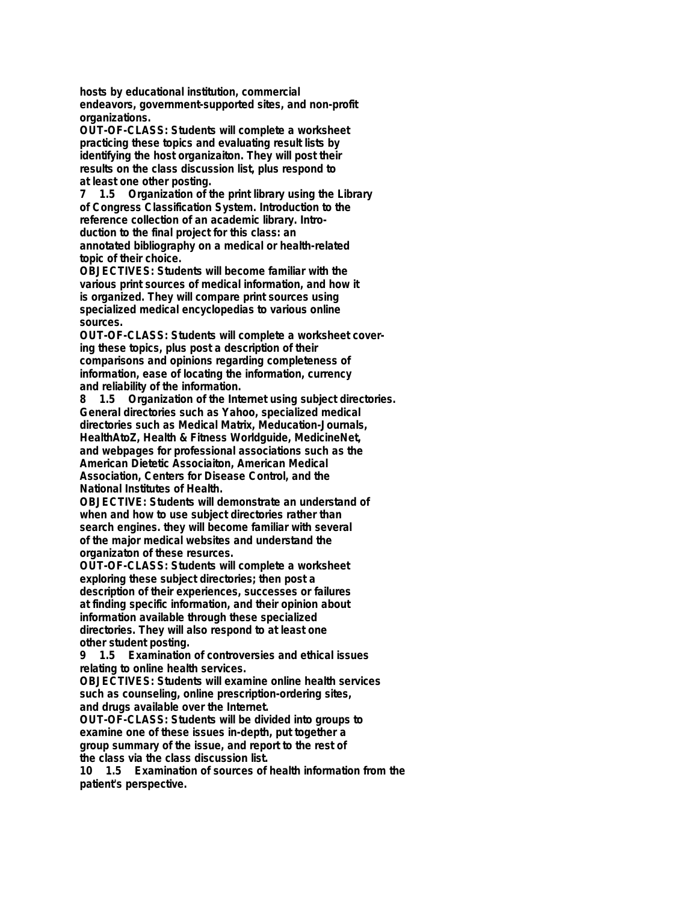hosts by educational institution, commercial endeavors, government-supported sites, and non-profit organizations.

OUT-OF-CLASS: Students will complete a worksheet practicing these topics and evaluating result lists by identifying the host organizaiton. They will post their results on the class discussion list, plus respond to at least one other posting.

7 1.5 Organization of the print library using the Library of Congress Classification System. Introduction to the reference collection of an academic library. Introduction to the final project for this class: an annotated bibliography on a medical or health-related topic of their choice.

OBJECTIVES: Students will become familiar with the various print sources of medical information, and how it is organized. They will compare print sources using specialized medical encyclopedias to various online sources.

OUT-OF-CLASS: Students will complete a worksheet covering these topics, plus post a description of their comparisons and opinions regarding completeness of information, ease of locating the information, currency and reliability of the information.

8 1.5 Organization of the Internet using subject directories. General directories such as Yahoo, specialized medical directories such as Medical Matrix, Meducation-Journals, HealthAtoZ, Health & Fitness Worldguide, MedicineNet, and webpages for professional associations such as the American Dietetic Associaiton, American Medical Association, Centers for Disease Control, and the National Institutes of Health.

OBJECTIVE: Students will demonstrate an understand of when and how to use subject directories rather than search engines. they will become familiar with several of the major medical websites and understand the organizaton of these resurces.

OUT-OF-CLASS: Students will complete a worksheet exploring these subject directories; then post a description of their experiences, successes or failures at finding specific information, and their opinion about information available through these specialized directories. They will also respond to at least one other student posting.

9 1.5 Examination of controversies and ethical issues relating to online health services.

OBJECTIVES: Students will examine online health services such as counseling, online prescription-ordering sites, and drugs available over the Internet.

OUT-OF-CLASS: Students will be divided into groups to examine one of these issues in-depth, put together a group summary of the issue, and report to the rest of the class via the class discussion list.

10 1.5 Examination of sources of health information from the patient's perspective.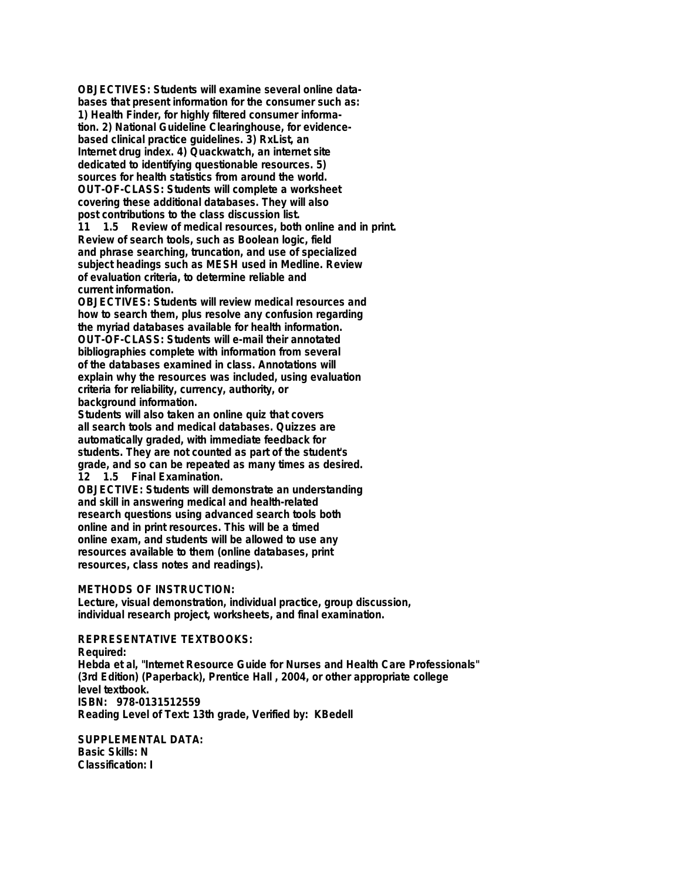**OBJECTIVES: Students will examine several online databases that present information for the consumer such as: 1) Health Finder, for highly filtered consumer information. 2) National Guideline Clearinghouse, for evidence-based clinical practice guidelines. 3) RxList, an Internet drug index. 4) Quackwatch, an internet site dedicated to identifying questionable resources. 5) sources for health statistics from around the world.**
**OUT-OF-CLASS: Students will complete a worksheet covering these additional databases. They will also post contributions to the class discussion list.**
**11 1.5 Review of medical resources, both online and in print. Review of search tools, such as Boolean logic, field and phrase searching, truncation, and use of specialized subject headings such as MESH used in Medline. Review of evaluation criteria, to determine reliable and current information.**
**OBJECTIVES: Students will review medical resources and how to search them, plus resolve any confusion regarding the myriad databases available for health information.**
**OUT-OF-CLASS: Students will e-mail their annotated bibliographies complete with information from several of the databases examined in class. Annotations will explain why the resources was included, using evaluation criteria for reliability, currency, authority, or background information.**
**Students will also taken an online quiz that covers all search tools and medical databases. Quizzes are automatically graded, with immediate feedback for students. They are not counted as part of the student's grade, and so can be repeated as many times as desired.**
**12 1.5 Final Examination.**
**OBJECTIVE: Students will demonstrate an understanding and skill in answering medical and health-related research questions using advanced search tools both online and in print resources. This will be a timed online exam, and students will be allowed to use any resources available to them (online databases, print resources, class notes and readings).**

**METHODS OF INSTRUCTION:**
**Lecture, visual demonstration, individual practice, group discussion, individual research project, worksheets, and final examination.**

**REPRESENTATIVE TEXTBOOKS:**
**Required:**
**Hebda et al, "Internet Resource Guide for Nurses and Health Care Professionals" (3rd Edition) (Paperback), Prentice Hall , 2004, or other appropriate college level textbook.**
**ISBN: 978-0131512559**
**Reading Level of Text: 13th grade, Verified by: KBedell**

**SUPPLEMENTAL DATA:**
**Basic Skills: N**
**Classification: I**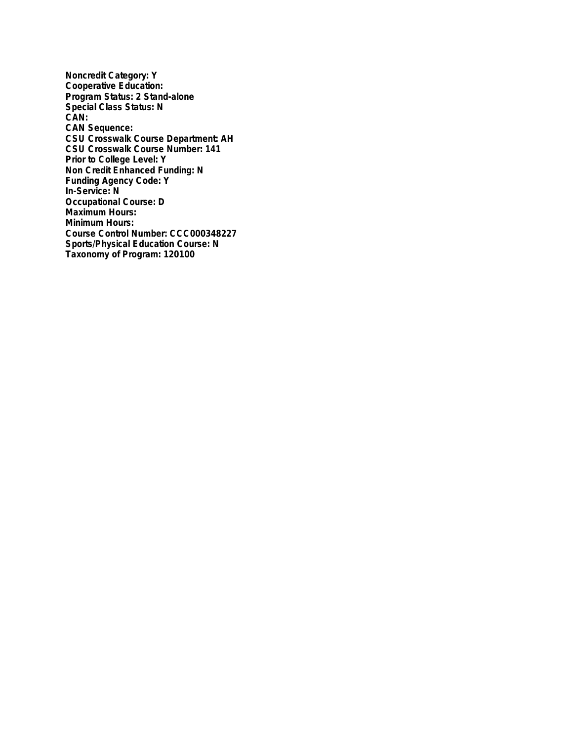**Noncredit Category: Y**
**Cooperative Education:**
**Program Status: 2 Stand-alone**
**Special Class Status: N**
**CAN:**
**CAN Sequence:**
**CSU Crosswalk Course Department: AH**
**CSU Crosswalk Course Number: 141**
**Prior to College Level: Y**
**Non Credit Enhanced Funding: N**
**Funding Agency Code: Y**
**In-Service: N**
**Occupational Course: D**
**Maximum Hours:**
**Minimum Hours:**
**Course Control Number: CCC000348227**
**Sports/Physical Education Course: N**
**Taxonomy of Program: 120100**